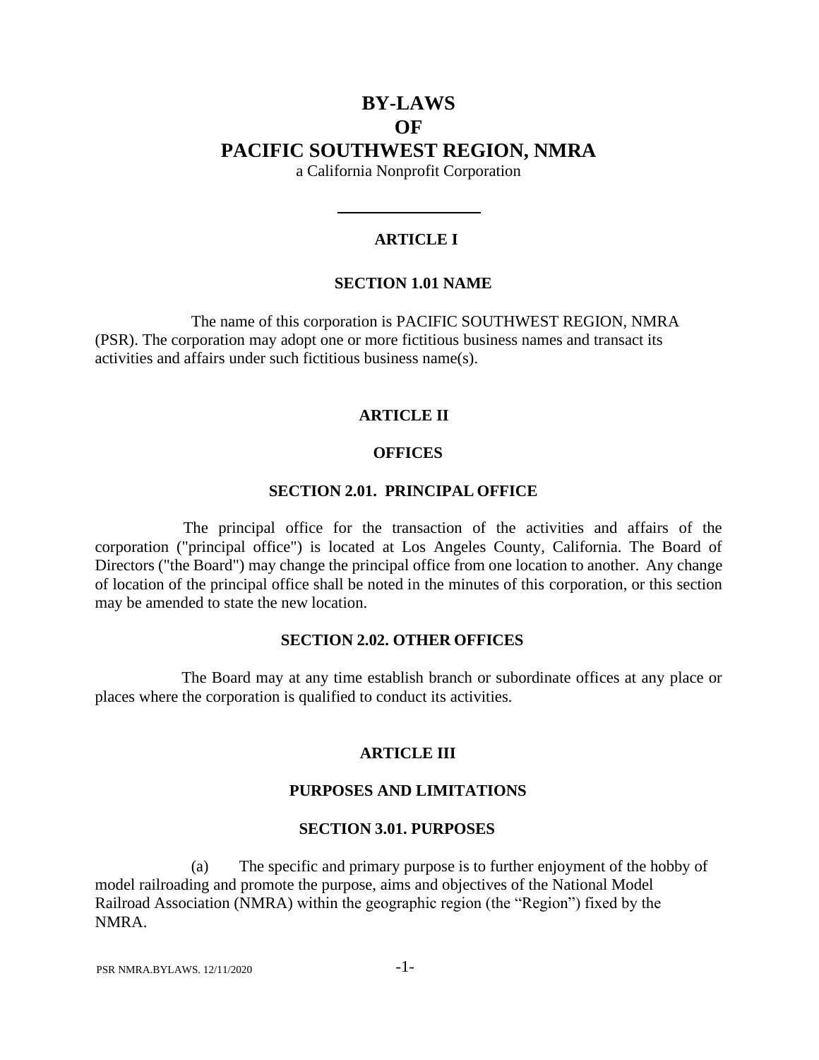# BY-LAWS
# OF
# PACIFIC SOUTHWEST REGION, NMRA

a California Nonprofit Corporation

---

## ARTICLE I

### SECTION 1.01 NAME

The name of this corporation is PACIFIC SOUTHWEST REGION, NMRA (PSR). The corporation may adopt one or more fictitious business names and transact its activities and affairs under such fictitious business name(s).

## ARTICLE II

## OFFICES

### SECTION 2.01. PRINCIPAL OFFICE

The principal office for the transaction of the activities and affairs of the corporation ("principal office") is located at Los Angeles County, California. The Board of Directors ("the Board") may change the principal office from one location to another. Any change of location of the principal office shall be noted in the minutes of this corporation, or this section may be amended to state the new location.

### SECTION 2.02. OTHER OFFICES

The Board may at any time establish branch or subordinate offices at any place or places where the corporation is qualified to conduct its activities.

## ARTICLE III

## PURPOSES AND LIMITATIONS

### SECTION 3.01. PURPOSES

(a) The specific and primary purpose is to further enjoyment of the hobby of model railroading and promote the purpose, aims and objectives of the National Model Railroad Association (NMRA) within the geographic region (the "Region") fixed by the NMRA.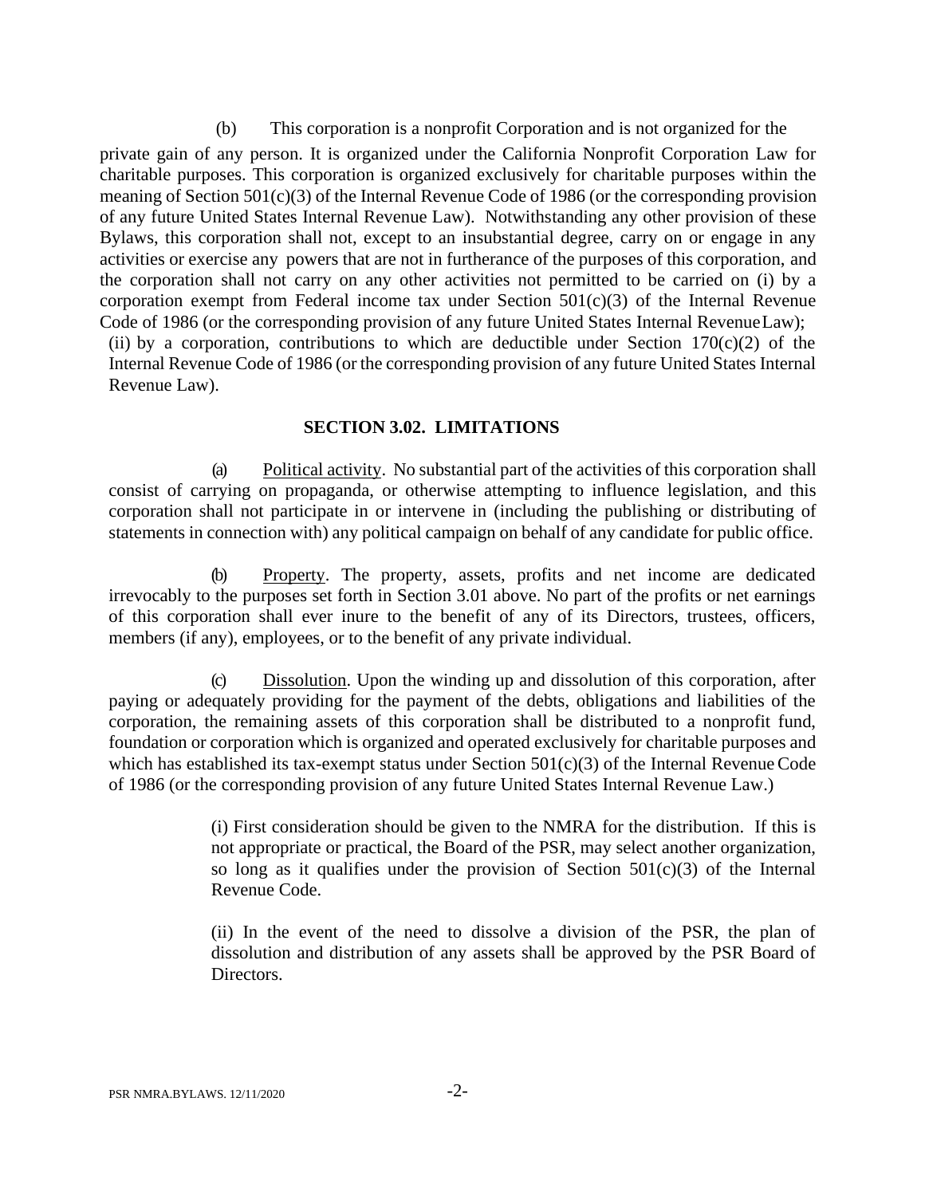(b) This corporation is a nonprofit Corporation and is not organized for the private gain of any person. It is organized under the California Nonprofit Corporation Law for charitable purposes. This corporation is organized exclusively for charitable purposes within the meaning of Section 501(c)(3) of the Internal Revenue Code of 1986 (or the corresponding provision of any future United States Internal Revenue Law). Notwithstanding any other provision of these Bylaws, this corporation shall not, except to an insubstantial degree, carry on or engage in any activities or exercise any powers that are not in furtherance of the purposes of this corporation, and the corporation shall not carry on any other activities not permitted to be carried on (i) by a corporation exempt from Federal income tax under Section 501(c)(3) of the Internal Revenue Code of 1986 (or the corresponding provision of any future United States Internal Revenue Law); (ii) by a corporation, contributions to which are deductible under Section 170(c)(2) of the Internal Revenue Code of 1986 (or the corresponding provision of any future United States Internal Revenue Law).

### SECTION 3.02. LIMITATIONS

(a) Political activity. No substantial part of the activities of this corporation shall consist of carrying on propaganda, or otherwise attempting to influence legislation, and this corporation shall not participate in or intervene in (including the publishing or distributing of statements in connection with) any political campaign on behalf of any candidate for public office.

(b) Property. The property, assets, profits and net income are dedicated irrevocably to the purposes set forth in Section 3.01 above. No part of the profits or net earnings of this corporation shall ever inure to the benefit of any of its Directors, trustees, officers, members (if any), employees, or to the benefit of any private individual.

(c) Dissolution. Upon the winding up and dissolution of this corporation, after paying or adequately providing for the payment of the debts, obligations and liabilities of the corporation, the remaining assets of this corporation shall be distributed to a nonprofit fund, foundation or corporation which is organized and operated exclusively for charitable purposes and which has established its tax-exempt status under Section 501(c)(3) of the Internal Revenue Code of 1986 (or the corresponding provision of any future United States Internal Revenue Law.)

> (i) First consideration should be given to the NMRA for the distribution. If this is not appropriate or practical, the Board of the PSR, may select another organization, so long as it qualifies under the provision of Section 501(c)(3) of the Internal Revenue Code.
>
> (ii) In the event of the need to dissolve a division of the PSR, the plan of dissolution and distribution of any assets shall be approved by the PSR Board of Directors.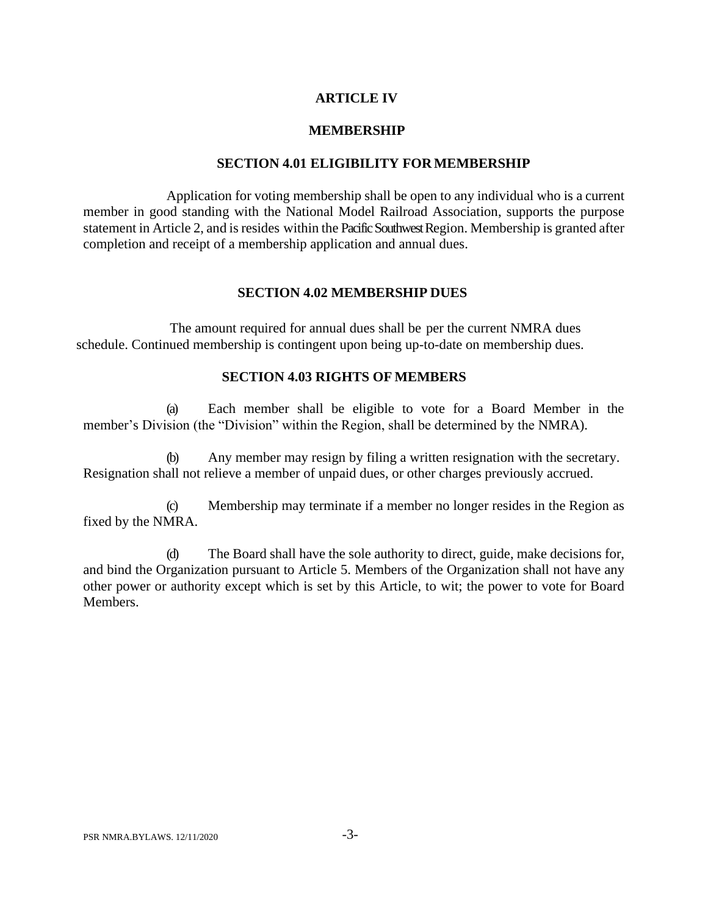# ARTICLE IV

## MEMBERSHIP

### SECTION 4.01 ELIGIBILITY FOR MEMBERSHIP

Application for voting membership shall be open to any individual who is a current member in good standing with the National Model Railroad Association, supports the purpose statement in Article 2, and is resides within the Pacific Southwest Region. Membership is granted after completion and receipt of a membership application and annual dues.

### SECTION 4.02 MEMBERSHIP DUES

The amount required for annual dues shall be per the current NMRA dues schedule. Continued membership is contingent upon being up-to-date on membership dues.

### SECTION 4.03 RIGHTS OF MEMBERS

(a) Each member shall be eligible to vote for a Board Member in the member's Division (the "Division" within the Region, shall be determined by the NMRA).

(b) Any member may resign by filing a written resignation with the secretary. Resignation shall not relieve a member of unpaid dues, or other charges previously accrued.

(c) Membership may terminate if a member no longer resides in the Region as fixed by the NMRA.

(d) The Board shall have the sole authority to direct, guide, make decisions for, and bind the Organization pursuant to Article 5. Members of the Organization shall not have any other power or authority except which is set by this Article, to wit; the power to vote for Board Members.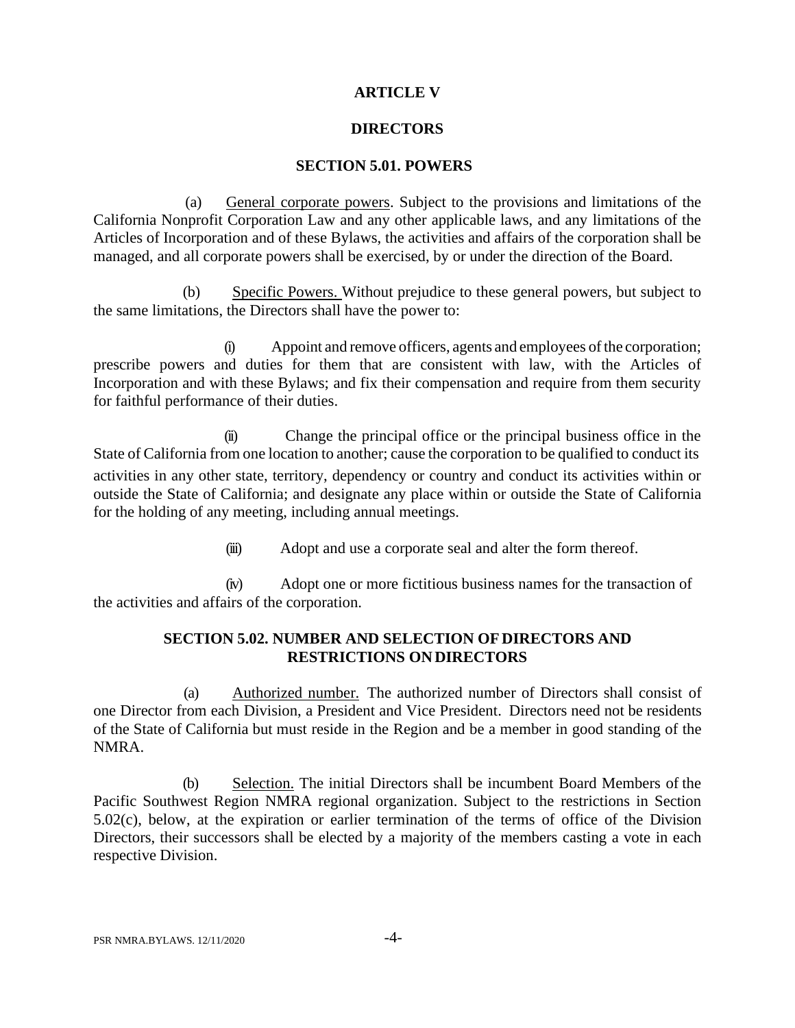## ARTICLE V

## DIRECTORS

### SECTION 5.01. POWERS

(a) General corporate powers. Subject to the provisions and limitations of the California Nonprofit Corporation Law and any other applicable laws, and any limitations of the Articles of Incorporation and of these Bylaws, the activities and affairs of the corporation shall be managed, and all corporate powers shall be exercised, by or under the direction of the Board.

(b) Specific Powers. Without prejudice to these general powers, but subject to the same limitations, the Directors shall have the power to:

(i) Appoint and remove officers, agents and employees of the corporation; prescribe powers and duties for them that are consistent with law, with the Articles of Incorporation and with these Bylaws; and fix their compensation and require from them security for faithful performance of their duties.

(ii) Change the principal office or the principal business office in the State of California from one location to another; cause the corporation to be qualified to conduct its activities in any other state, territory, dependency or country and conduct its activities within or outside the State of California; and designate any place within or outside the State of California for the holding of any meeting, including annual meetings.

(iii) Adopt and use a corporate seal and alter the form thereof.

(iv) Adopt one or more fictitious business names for the transaction of the activities and affairs of the corporation.

### SECTION 5.02. NUMBER AND SELECTION OF DIRECTORS AND RESTRICTIONS ON DIRECTORS

(a) Authorized number. The authorized number of Directors shall consist of one Director from each Division, a President and Vice President. Directors need not be residents of the State of California but must reside in the Region and be a member in good standing of the NMRA.

(b) Selection. The initial Directors shall be incumbent Board Members of the Pacific Southwest Region NMRA regional organization. Subject to the restrictions in Section 5.02(c), below, at the expiration or earlier termination of the terms of office of the Division Directors, their successors shall be elected by a majority of the members casting a vote in each respective Division.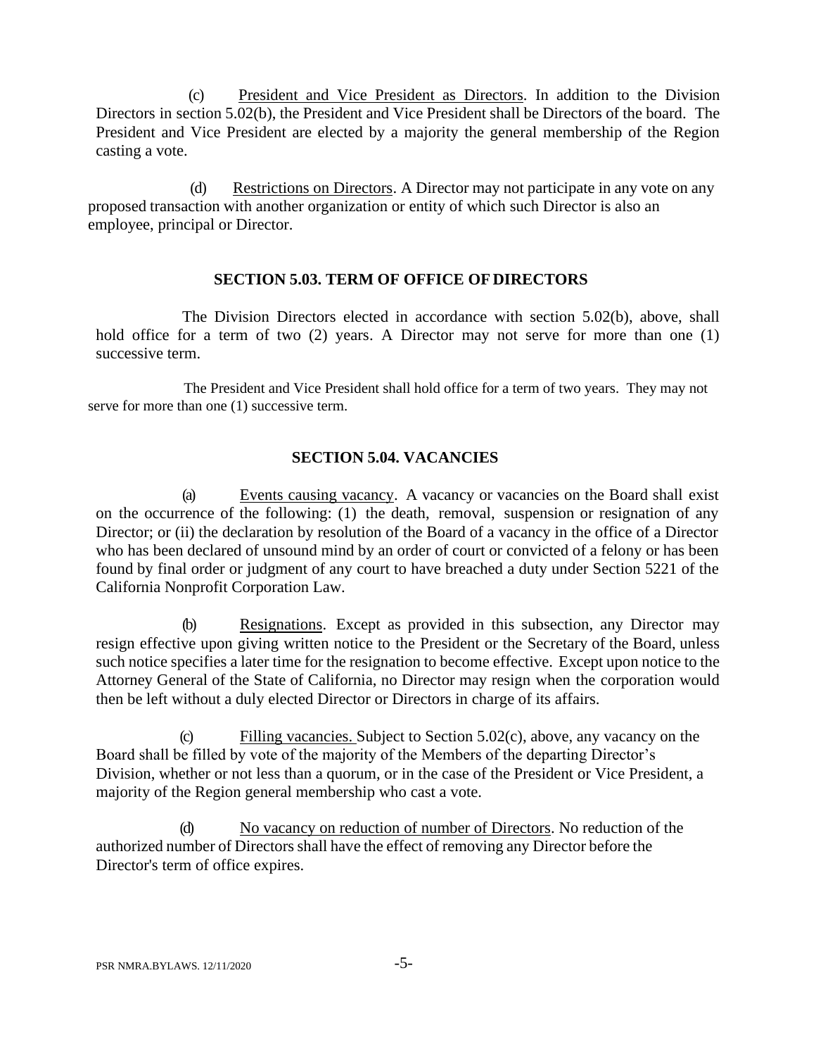(c) President and Vice President as Directors. In addition to the Division Directors in section 5.02(b), the President and Vice President shall be Directors of the board. The President and Vice President are elected by a majority the general membership of the Region casting a vote.

(d) Restrictions on Directors. A Director may not participate in any vote on any proposed transaction with another organization or entity of which such Director is also an employee, principal or Director.

## SECTION 5.03. TERM OF OFFICE OF DIRECTORS

The Division Directors elected in accordance with section 5.02(b), above, shall hold office for a term of two (2) years. A Director may not serve for more than one (1) successive term.

The President and Vice President shall hold office for a term of two years. They may not serve for more than one (1) successive term.

## SECTION 5.04. VACANCIES

(a) Events causing vacancy. A vacancy or vacancies on the Board shall exist on the occurrence of the following: (1) the death, removal, suspension or resignation of any Director; or (ii) the declaration by resolution of the Board of a vacancy in the office of a Director who has been declared of unsound mind by an order of court or convicted of a felony or has been found by final order or judgment of any court to have breached a duty under Section 5221 of the California Nonprofit Corporation Law.

(b) Resignations. Except as provided in this subsection, any Director may resign effective upon giving written notice to the President or the Secretary of the Board, unless such notice specifies a later time for the resignation to become effective. Except upon notice to the Attorney General of the State of California, no Director may resign when the corporation would then be left without a duly elected Director or Directors in charge of its affairs.

(c) Filling vacancies. Subject to Section 5.02(c), above, any vacancy on the Board shall be filled by vote of the majority of the Members of the departing Director's Division, whether or not less than a quorum, or in the case of the President or Vice President, a majority of the Region general membership who cast a vote.

(d) No vacancy on reduction of number of Directors. No reduction of the authorized number of Directors shall have the effect of removing any Director before the Director's term of office expires.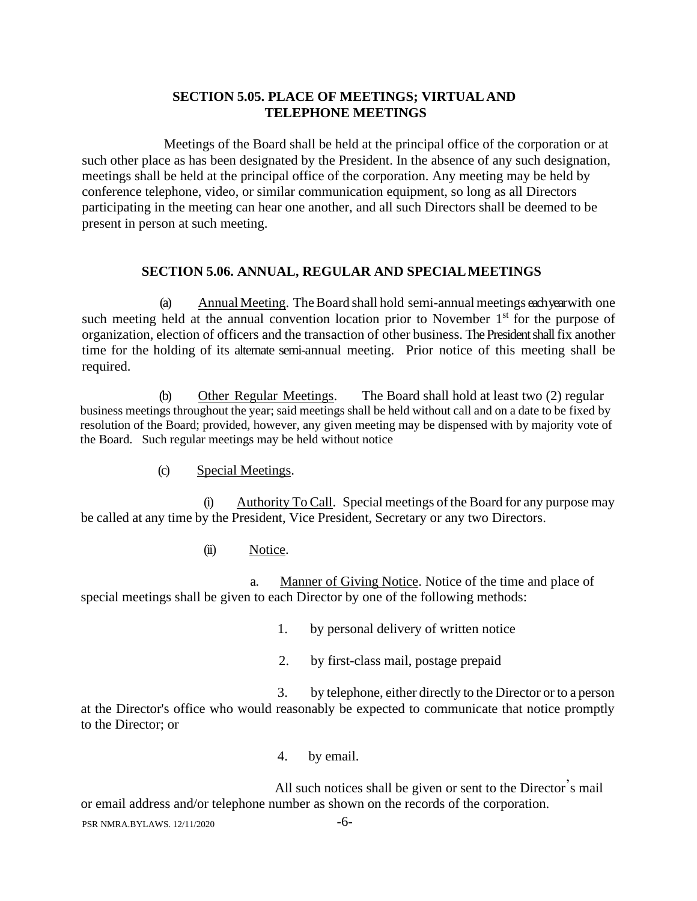## SECTION 5.05. PLACE OF MEETINGS; VIRTUAL AND TELEPHONE MEETINGS

Meetings of the Board shall be held at the principal office of the corporation or at such other place as has been designated by the President. In the absence of any such designation, meetings shall be held at the principal office of the corporation. Any meeting may be held by conference telephone, video, or similar communication equipment, so long as all Directors participating in the meeting can hear one another, and all such Directors shall be deemed to be present in person at such meeting.

## SECTION 5.06. ANNUAL, REGULAR AND SPECIAL MEETINGS

(a) Annual Meeting. The Board shall hold semi-annual meetings each year with one such meeting held at the annual convention location prior to November 1st for the purpose of organization, election of officers and the transaction of other business. The President shall fix another time for the holding of its alternate semi-annual meeting. Prior notice of this meeting shall be required.

(b) Other Regular Meetings. The Board shall hold at least two (2) regular business meetings throughout the year; said meetings shall be held without call and on a date to be fixed by resolution of the Board; provided, however, any given meeting may be dispensed with by majority vote of the Board. Such regular meetings may be held without notice

(c) Special Meetings.

(i) Authority To Call. Special meetings of the Board for any purpose may be called at any time by the President, Vice President, Secretary or any two Directors.

(ii) Notice.

a. Manner of Giving Notice. Notice of the time and place of special meetings shall be given to each Director by one of the following methods:

1. by personal delivery of written notice

2. by first-class mail, postage prepaid

3. by telephone, either directly to the Director or to a person at the Director's office who would reasonably be expected to communicate that notice promptly to the Director; or

4. by email.

All such notices shall be given or sent to the Director's mail or email address and/or telephone number as shown on the records of the corporation.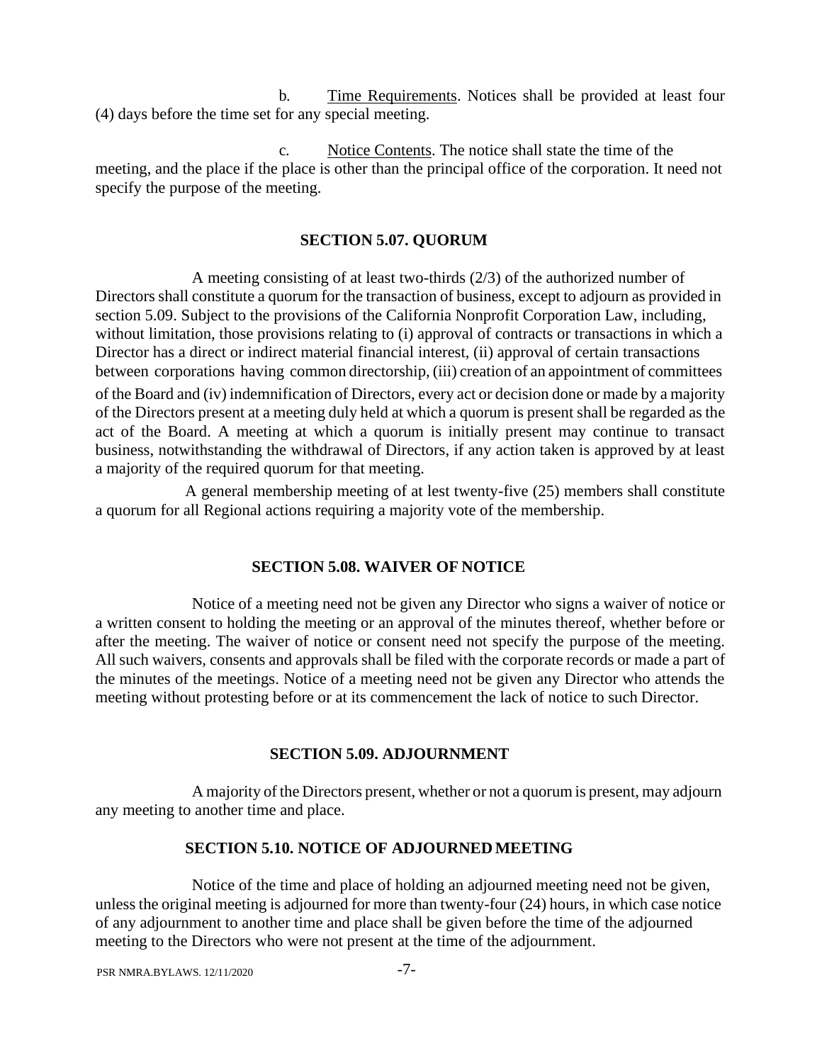b. <u>Time Requirements</u>. Notices shall be provided at least four (4) days before the time set for any special meeting.

c. <u>Notice Contents</u>. The notice shall state the time of the meeting, and the place if the place is other than the principal office of the corporation. It need not specify the purpose of the meeting.

## SECTION 5.07. QUORUM

A meeting consisting of at least two-thirds (2/3) of the authorized number of Directors shall constitute a quorum for the transaction of business, except to adjourn as provided in section 5.09. Subject to the provisions of the California Nonprofit Corporation Law, including, without limitation, those provisions relating to (i) approval of contracts or transactions in which a Director has a direct or indirect material financial interest, (ii) approval of certain transactions between corporations having common directorship, (iii) creation of an appointment of committees of the Board and (iv) indemnification of Directors, every act or decision done or made by a majority of the Directors present at a meeting duly held at which a quorum is present shall be regarded as the act of the Board. A meeting at which a quorum is initially present may continue to transact business, notwithstanding the withdrawal of Directors, if any action taken is approved by at least a majority of the required quorum for that meeting.

A general membership meeting of at lest twenty-five (25) members shall constitute a quorum for all Regional actions requiring a majority vote of the membership.

## SECTION 5.08. WAIVER OF NOTICE

Notice of a meeting need not be given any Director who signs a waiver of notice or a written consent to holding the meeting or an approval of the minutes thereof, whether before or after the meeting. The waiver of notice or consent need not specify the purpose of the meeting. All such waivers, consents and approvals shall be filed with the corporate records or made a part of the minutes of the meetings. Notice of a meeting need not be given any Director who attends the meeting without protesting before or at its commencement the lack of notice to such Director.

## SECTION 5.09. ADJOURNMENT

A majority of the Directors present, whether or not a quorum is present, may adjourn any meeting to another time and place.

## SECTION 5.10. NOTICE OF ADJOURNED MEETING

Notice of the time and place of holding an adjourned meeting need not be given, unless the original meeting is adjourned for more than twenty-four (24) hours, in which case notice of any adjournment to another time and place shall be given before the time of the adjourned meeting to the Directors who were not present at the time of the adjournment.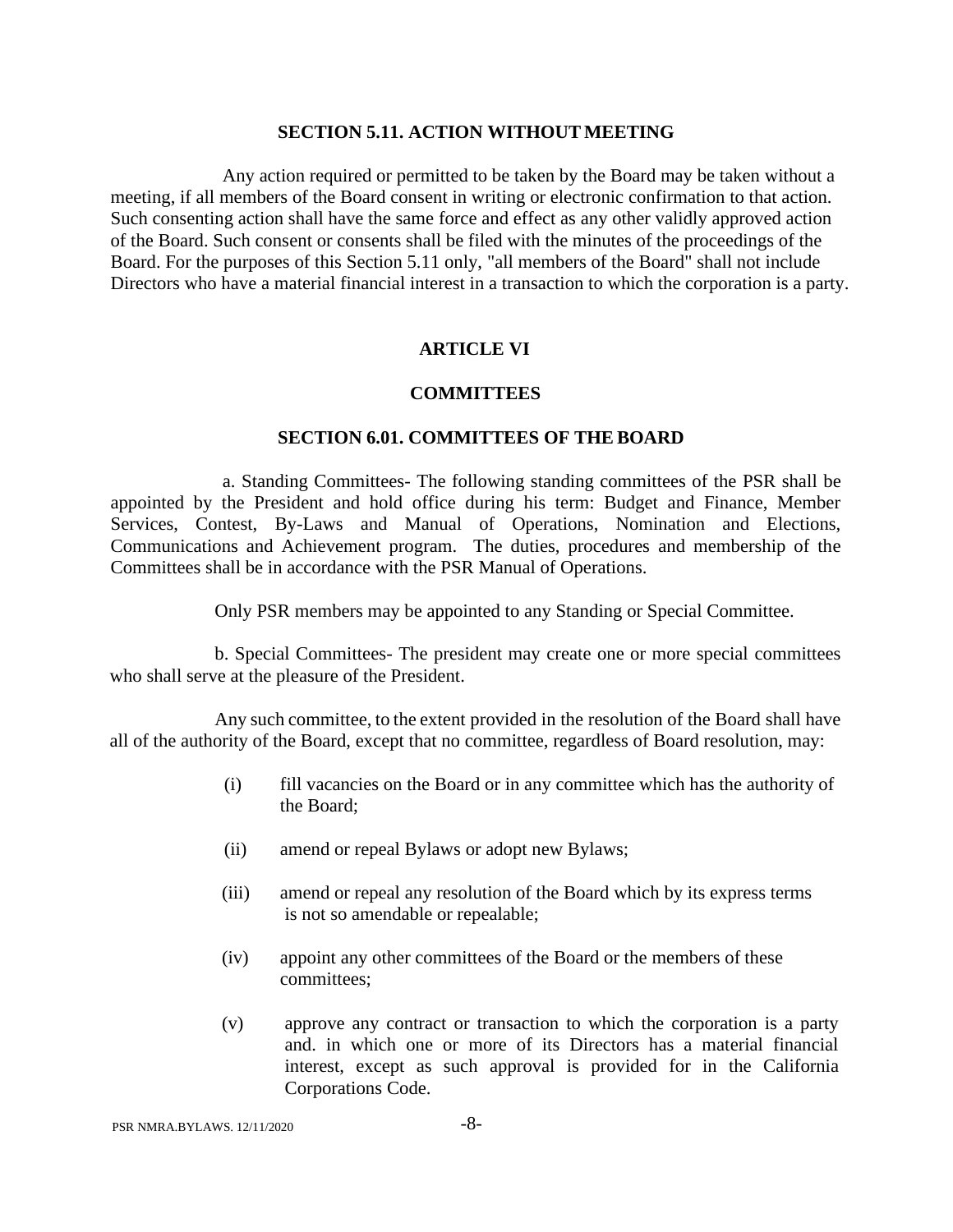### SECTION 5.11. ACTION WITHOUT MEETING

Any action required or permitted to be taken by the Board may be taken without a meeting, if all members of the Board consent in writing or electronic confirmation to that action. Such consenting action shall have the same force and effect as any other validly approved action of the Board. Such consent or consents shall be filed with the minutes of the proceedings of the Board. For the purposes of this Section 5.11 only, "all members of the Board" shall not include Directors who have a material financial interest in a transaction to which the corporation is a party.

## ARTICLE VI

## COMMITTEES

### SECTION 6.01. COMMITTEES OF THE BOARD

a. Standing Committees- The following standing committees of the PSR shall be appointed by the President and hold office during his term: Budget and Finance, Member Services, Contest, By-Laws and Manual of Operations, Nomination and Elections, Communications and Achievement program. The duties, procedures and membership of the Committees shall be in accordance with the PSR Manual of Operations.

Only PSR members may be appointed to any Standing or Special Committee.

b. Special Committees- The president may create one or more special committees who shall serve at the pleasure of the President.

Any such committee, to the extent provided in the resolution of the Board shall have all of the authority of the Board, except that no committee, regardless of Board resolution, may:

(i) fill vacancies on the Board or in any committee which has the authority of the Board;

(ii) amend or repeal Bylaws or adopt new Bylaws;

(iii) amend or repeal any resolution of the Board which by its express terms is not so amendable or repealable;

(iv) appoint any other committees of the Board or the members of these committees;

(v) approve any contract or transaction to which the corporation is a party and. in which one or more of its Directors has a material financial interest, except as such approval is provided for in the California Corporations Code.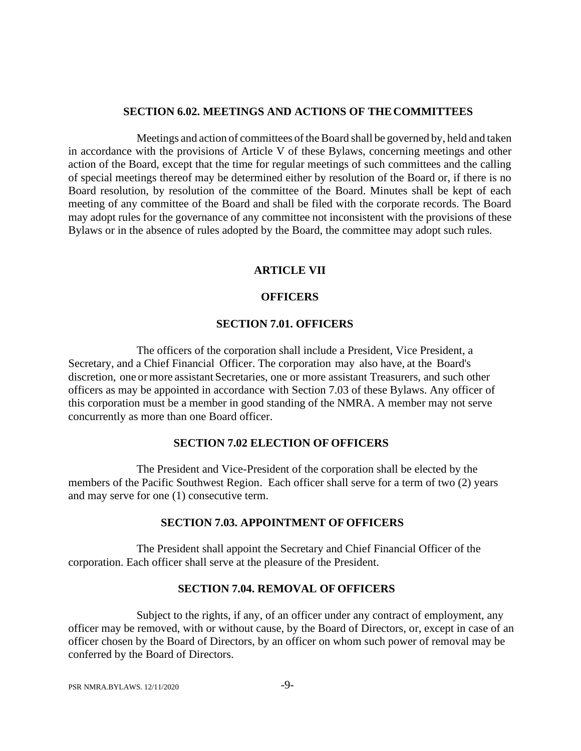### SECTION 6.02. MEETINGS AND ACTIONS OF THE COMMITTEES

Meetings and action of committees of the Board shall be governed by, held and taken in accordance with the provisions of Article V of these Bylaws, concerning meetings and other action of the Board, except that the time for regular meetings of such committees and the calling of special meetings thereof may be determined either by resolution of the Board or, if there is no Board resolution, by resolution of the committee of the Board. Minutes shall be kept of each meeting of any committee of the Board and shall be filed with the corporate records. The Board may adopt rules for the governance of any committee not inconsistent with the provisions of these Bylaws or in the absence of rules adopted by the Board, the committee may adopt such rules.

## ARTICLE VII

## OFFICERS

### SECTION 7.01. OFFICERS

The officers of the corporation shall include a President, Vice President, a Secretary, and a Chief Financial Officer. The corporation may also have, at the Board's discretion, one or more assistant Secretaries, one or more assistant Treasurers, and such other officers as may be appointed in accordance with Section 7.03 of these Bylaws. Any officer of this corporation must be a member in good standing of the NMRA. A member may not serve concurrently as more than one Board officer.

### SECTION 7.02 ELECTION OF OFFICERS

The President and Vice-President of the corporation shall be elected by the members of the Pacific Southwest Region. Each officer shall serve for a term of two (2) years and may serve for one (1) consecutive term.

### SECTION 7.03. APPOINTMENT OF OFFICERS

The President shall appoint the Secretary and Chief Financial Officer of the corporation. Each officer shall serve at the pleasure of the President.

### SECTION 7.04. REMOVAL OF OFFICERS

Subject to the rights, if any, of an officer under any contract of employment, any officer may be removed, with or without cause, by the Board of Directors, or, except in case of an officer chosen by the Board of Directors, by an officer on whom such power of removal may be conferred by the Board of Directors.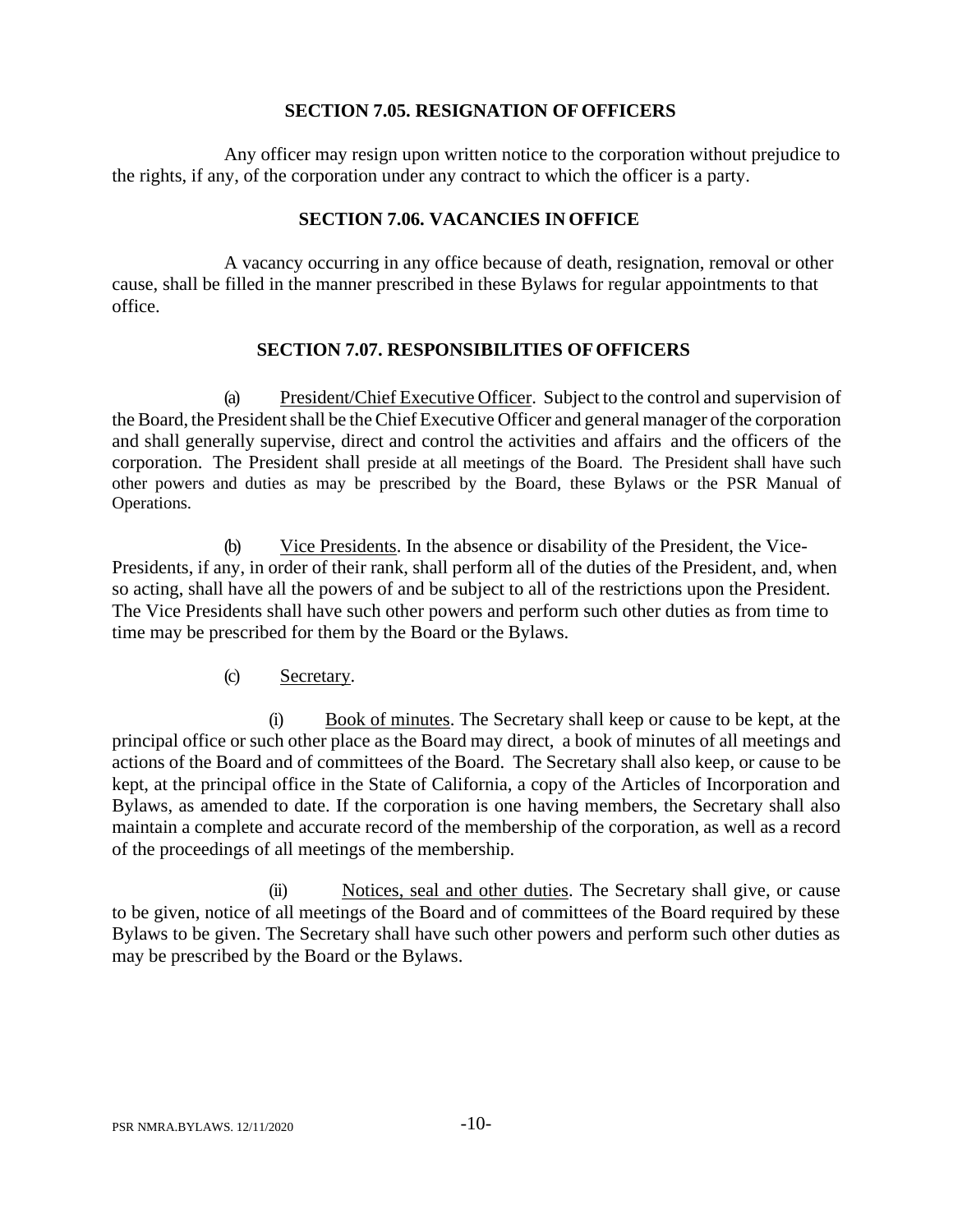### SECTION 7.05. RESIGNATION OF OFFICERS

Any officer may resign upon written notice to the corporation without prejudice to the rights, if any, of the corporation under any contract to which the officer is a party.

### SECTION 7.06. VACANCIES IN OFFICE

A vacancy occurring in any office because of death, resignation, removal or other cause, shall be filled in the manner prescribed in these Bylaws for regular appointments to that office.

### SECTION 7.07. RESPONSIBILITIES OF OFFICERS

(a) President/Chief Executive Officer. Subject to the control and supervision of the Board, the President shall be the Chief Executive Officer and general manager of the corporation and shall generally supervise, direct and control the activities and affairs and the officers of the corporation. The President shall preside at all meetings of the Board. The President shall have such other powers and duties as may be prescribed by the Board, these Bylaws or the PSR Manual of Operations.

(b) Vice Presidents. In the absence or disability of the President, the Vice-Presidents, if any, in order of their rank, shall perform all of the duties of the President, and, when so acting, shall have all the powers of and be subject to all of the restrictions upon the President. The Vice Presidents shall have such other powers and perform such other duties as from time to time may be prescribed for them by the Board or the Bylaws.

(c) Secretary.

(i) Book of minutes. The Secretary shall keep or cause to be kept, at the principal office or such other place as the Board may direct, a book of minutes of all meetings and actions of the Board and of committees of the Board. The Secretary shall also keep, or cause to be kept, at the principal office in the State of California, a copy of the Articles of Incorporation and Bylaws, as amended to date. If the corporation is one having members, the Secretary shall also maintain a complete and accurate record of the membership of the corporation, as well as a record of the proceedings of all meetings of the membership.

(ii) Notices, seal and other duties. The Secretary shall give, or cause to be given, notice of all meetings of the Board and of committees of the Board required by these Bylaws to be given. The Secretary shall have such other powers and perform such other duties as may be prescribed by the Board or the Bylaws.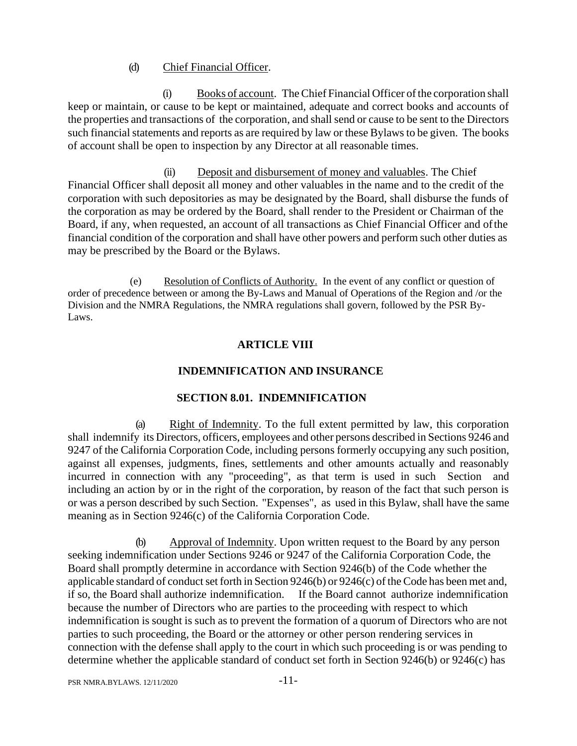(d) Chief Financial Officer.

(i) Books of account. The Chief Financial Officer of the corporation shall keep or maintain, or cause to be kept or maintained, adequate and correct books and accounts of the properties and transactions of the corporation, and shall send or cause to be sent to the Directors such financial statements and reports as are required by law or these Bylaws to be given. The books of account shall be open to inspection by any Director at all reasonable times.

(ii) Deposit and disbursement of money and valuables. The Chief Financial Officer shall deposit all money and other valuables in the name and to the credit of the corporation with such depositories as may be designated by the Board, shall disburse the funds of the corporation as may be ordered by the Board, shall render to the President or Chairman of the Board, if any, when requested, an account of all transactions as Chief Financial Officer and of the financial condition of the corporation and shall have other powers and perform such other duties as may be prescribed by the Board or the Bylaws.

(e) Resolution of Conflicts of Authority. In the event of any conflict or question of order of precedence between or among the By-Laws and Manual of Operations of the Region and /or the Division and the NMRA Regulations, the NMRA regulations shall govern, followed by the PSR By-Laws.

## ARTICLE VIII

## INDEMNIFICATION AND INSURANCE

### SECTION 8.01. INDEMNIFICATION

(a) Right of Indemnity. To the full extent permitted by law, this corporation shall indemnify its Directors, officers, employees and other persons described in Sections 9246 and 9247 of the California Corporation Code, including persons formerly occupying any such position, against all expenses, judgments, fines, settlements and other amounts actually and reasonably incurred in connection with any "proceeding", as that term is used in such Section and including an action by or in the right of the corporation, by reason of the fact that such person is or was a person described by such Section. "Expenses", as used in this Bylaw, shall have the same meaning as in Section 9246(c) of the California Corporation Code.

(b) Approval of Indemnity. Upon written request to the Board by any person seeking indemnification under Sections 9246 or 9247 of the California Corporation Code, the Board shall promptly determine in accordance with Section 9246(b) of the Code whether the applicable standard of conduct set forth in Section 9246(b) or 9246(c) of the Code has been met and, if so, the Board shall authorize indemnification. If the Board cannot authorize indemnification because the number of Directors who are parties to the proceeding with respect to which indemnification is sought is such as to prevent the formation of a quorum of Directors who are not parties to such proceeding, the Board or the attorney or other person rendering services in connection with the defense shall apply to the court in which such proceeding is or was pending to determine whether the applicable standard of conduct set forth in Section 9246(b) or 9246(c) has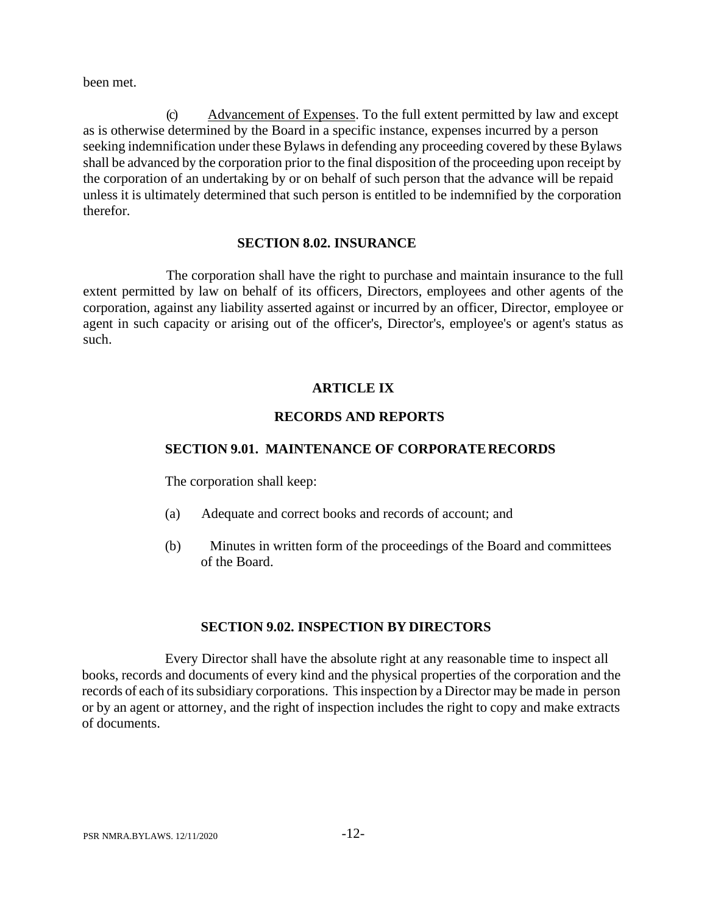been met.

(c) Advancement of Expenses. To the full extent permitted by law and except as is otherwise determined by the Board in a specific instance, expenses incurred by a person seeking indemnification under these Bylaws in defending any proceeding covered by these Bylaws shall be advanced by the corporation prior to the final disposition of the proceeding upon receipt by the corporation of an undertaking by or on behalf of such person that the advance will be repaid unless it is ultimately determined that such person is entitled to be indemnified by the corporation therefor.

### SECTION 8.02. INSURANCE

The corporation shall have the right to purchase and maintain insurance to the full extent permitted by law on behalf of its officers, Directors, employees and other agents of the corporation, against any liability asserted against or incurred by an officer, Director, employee or agent in such capacity or arising out of the officer's, Director's, employee's or agent's status as such.

## ARTICLE IX

## RECORDS AND REPORTS

### SECTION 9.01. MAINTENANCE OF CORPORATE RECORDS

The corporation shall keep:

(a) Adequate and correct books and records of account; and

(b) Minutes in written form of the proceedings of the Board and committees of the Board.

### SECTION 9.02. INSPECTION BY DIRECTORS

Every Director shall have the absolute right at any reasonable time to inspect all books, records and documents of every kind and the physical properties of the corporation and the records of each of its subsidiary corporations. This inspection by a Director may be made in person or by an agent or attorney, and the right of inspection includes the right to copy and make extracts of documents.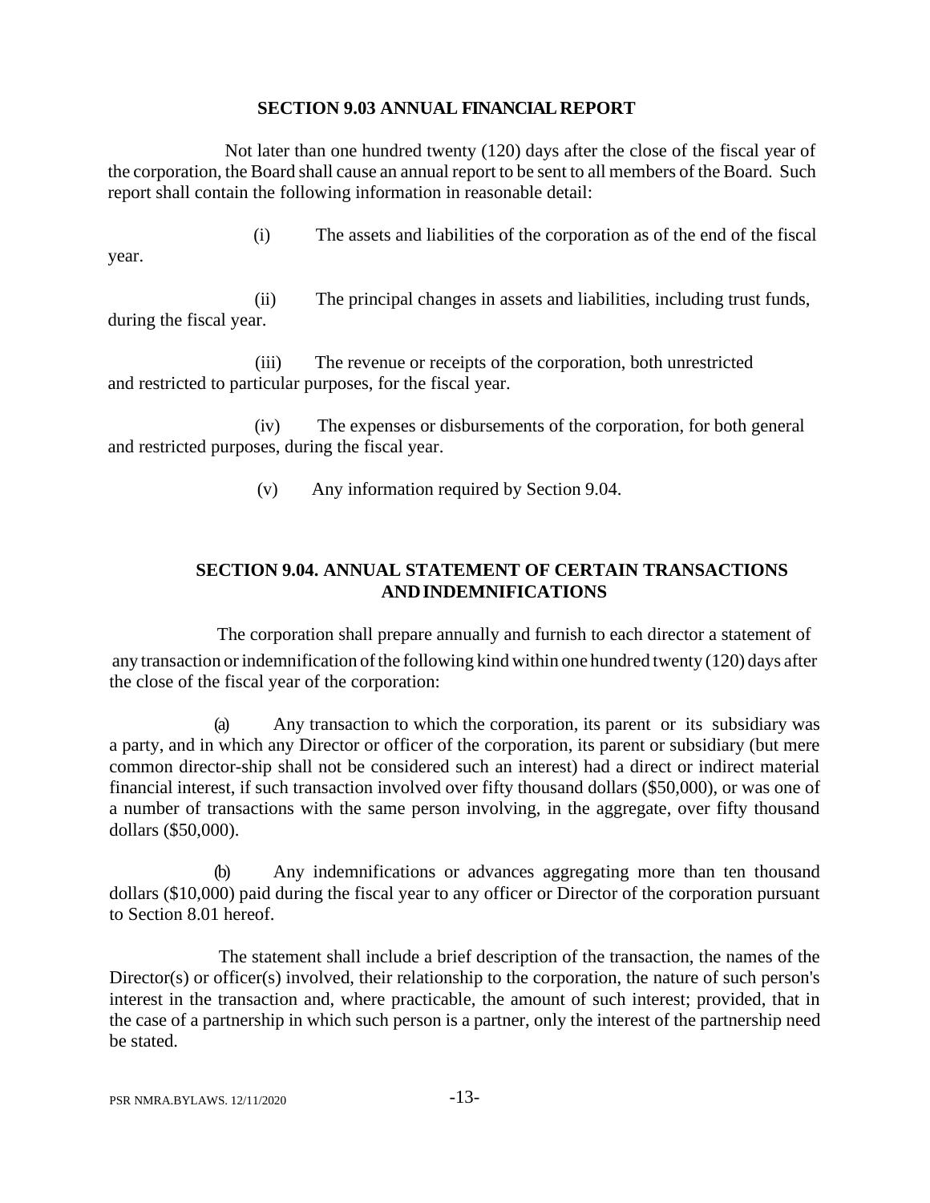### SECTION 9.03 ANNUAL FINANCIAL REPORT

Not later than one hundred twenty (120) days after the close of the fiscal year of the corporation, the Board shall cause an annual report to be sent to all members of the Board. Such report shall contain the following information in reasonable detail:

(i) The assets and liabilities of the corporation as of the end of the fiscal year.

(ii) The principal changes in assets and liabilities, including trust funds, during the fiscal year.

(iii) The revenue or receipts of the corporation, both unrestricted and restricted to particular purposes, for the fiscal year.

(iv) The expenses or disbursements of the corporation, for both general and restricted purposes, during the fiscal year.

(v) Any information required by Section 9.04.

### SECTION 9.04. ANNUAL STATEMENT OF CERTAIN TRANSACTIONS AND INDEMNIFICATIONS

The corporation shall prepare annually and furnish to each director a statement of any transaction or indemnification of the following kind within one hundred twenty (120) days after the close of the fiscal year of the corporation:

(a) Any transaction to which the corporation, its parent or its subsidiary was a party, and in which any Director or officer of the corporation, its parent or subsidiary (but mere common director-ship shall not be considered such an interest) had a direct or indirect material financial interest, if such transaction involved over fifty thousand dollars ($50,000), or was one of a number of transactions with the same person involving, in the aggregate, over fifty thousand dollars ($50,000).

(b) Any indemnifications or advances aggregating more than ten thousand dollars ($10,000) paid during the fiscal year to any officer or Director of the corporation pursuant to Section 8.01 hereof.

The statement shall include a brief description of the transaction, the names of the Director(s) or officer(s) involved, their relationship to the corporation, the nature of such person's interest in the transaction and, where practicable, the amount of such interest; provided, that in the case of a partnership in which such person is a partner, only the interest of the partnership need be stated.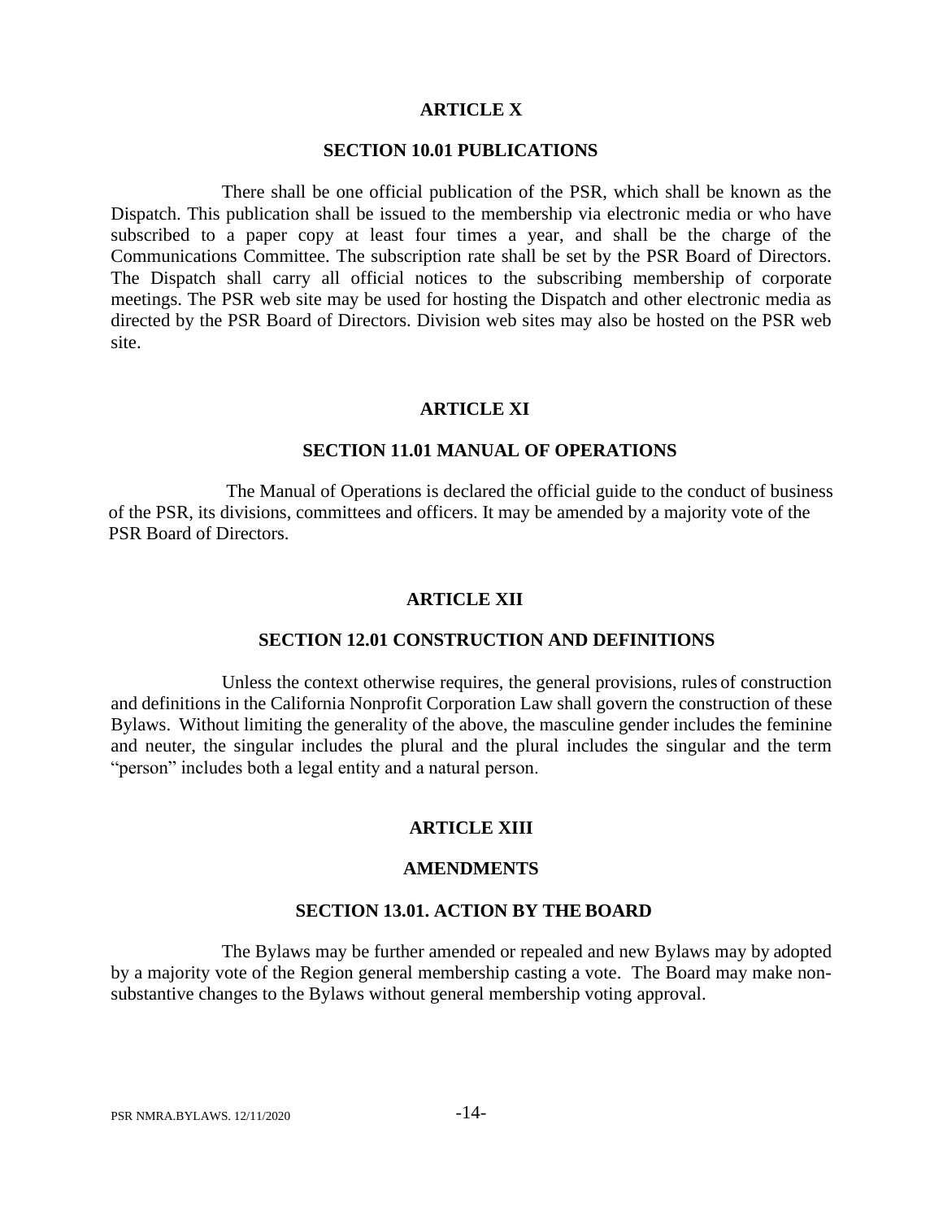## ARTICLE X

### SECTION 10.01 PUBLICATIONS

There shall be one official publication of the PSR, which shall be known as the Dispatch. This publication shall be issued to the membership via electronic media or who have subscribed to a paper copy at least four times a year, and shall be the charge of the Communications Committee. The subscription rate shall be set by the PSR Board of Directors. The Dispatch shall carry all official notices to the subscribing membership of corporate meetings. The PSR web site may be used for hosting the Dispatch and other electronic media as directed by the PSR Board of Directors. Division web sites may also be hosted on the PSR web site.

## ARTICLE XI

### SECTION 11.01 MANUAL OF OPERATIONS

The Manual of Operations is declared the official guide to the conduct of business of the PSR, its divisions, committees and officers. It may be amended by a majority vote of the PSR Board of Directors.

## ARTICLE XII

### SECTION 12.01 CONSTRUCTION AND DEFINITIONS

Unless the context otherwise requires, the general provisions, rules of construction and definitions in the California Nonprofit Corporation Law shall govern the construction of these Bylaws. Without limiting the generality of the above, the masculine gender includes the feminine and neuter, the singular includes the plural and the plural includes the singular and the term "person" includes both a legal entity and a natural person.

## ARTICLE XIII

## AMENDMENTS

### SECTION 13.01. ACTION BY THE BOARD

The Bylaws may be further amended or repealed and new Bylaws may by adopted by a majority vote of the Region general membership casting a vote. The Board may make non-substantive changes to the Bylaws without general membership voting approval.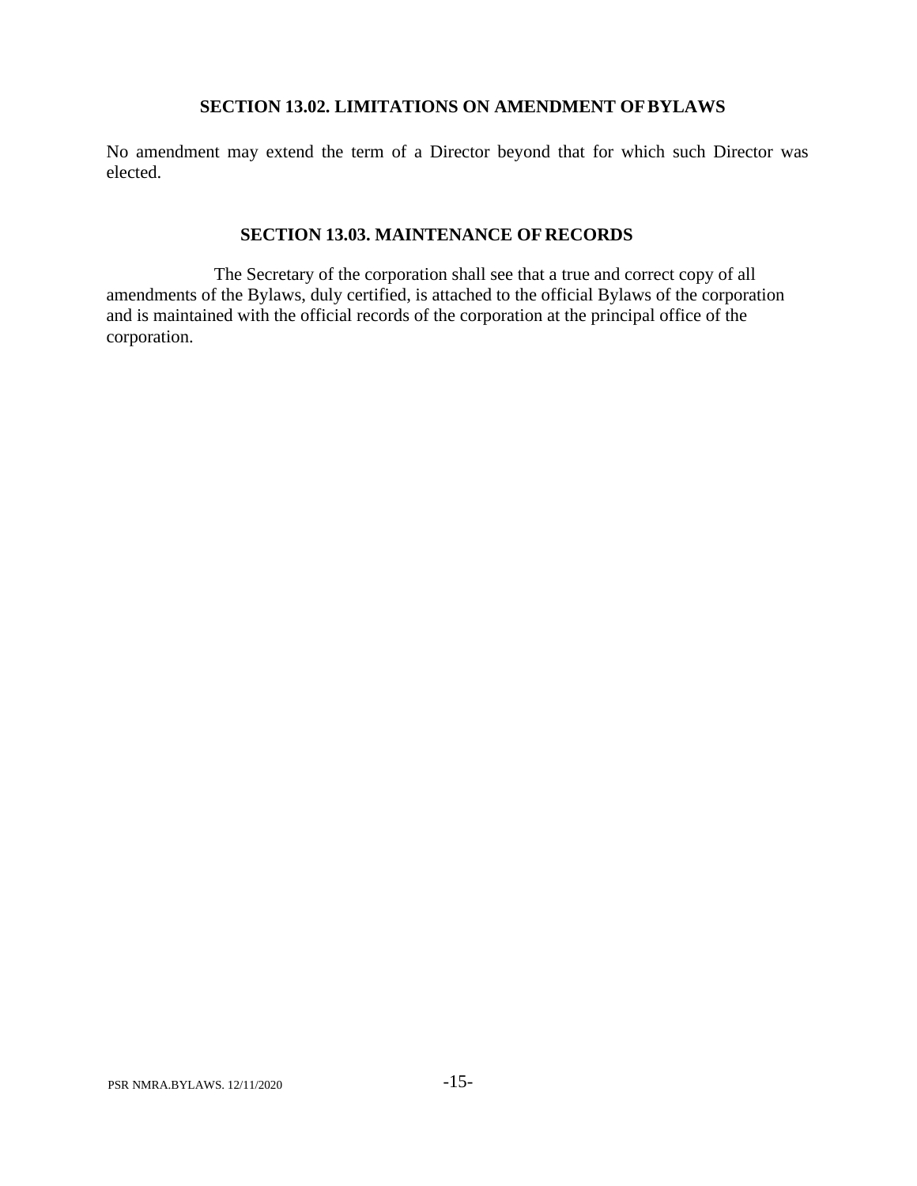### SECTION 13.02. LIMITATIONS ON AMENDMENT OF BYLAWS

No amendment may extend the term of a Director beyond that for which such Director was elected.

### SECTION 13.03. MAINTENANCE OF RECORDS

The Secretary of the corporation shall see that a true and correct copy of all amendments of the Bylaws, duly certified, is attached to the official Bylaws of the corporation and is maintained with the official records of the corporation at the principal office of the corporation.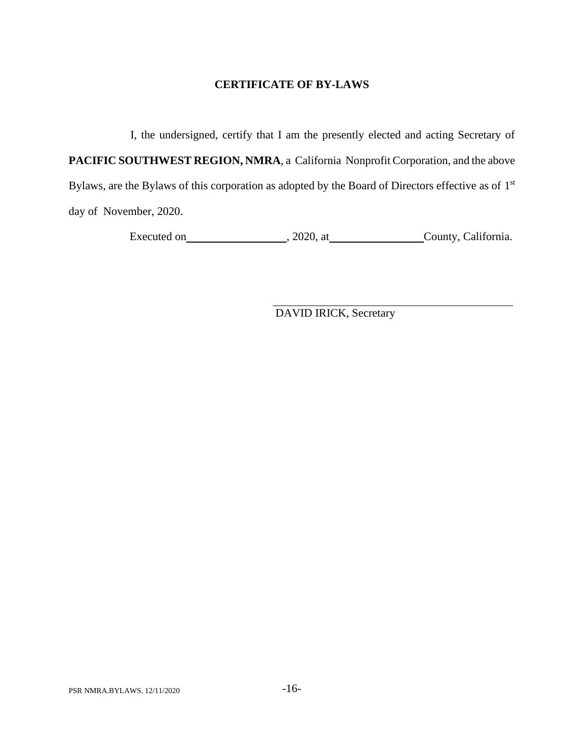**CERTIFICATE OF BY-LAWS**

I, the undersigned, certify that I am the presently elected and acting Secretary of **PACIFIC SOUTHWEST REGION, NMRA**, a California Nonprofit Corporation, and the above Bylaws, are the Bylaws of this corporation as adopted by the Board of Directors effective as of 1st day of November, 2020.

Executed on ________________, 2020, at ________________ County, California.

________________________________________

DAVID IRICK, Secretary